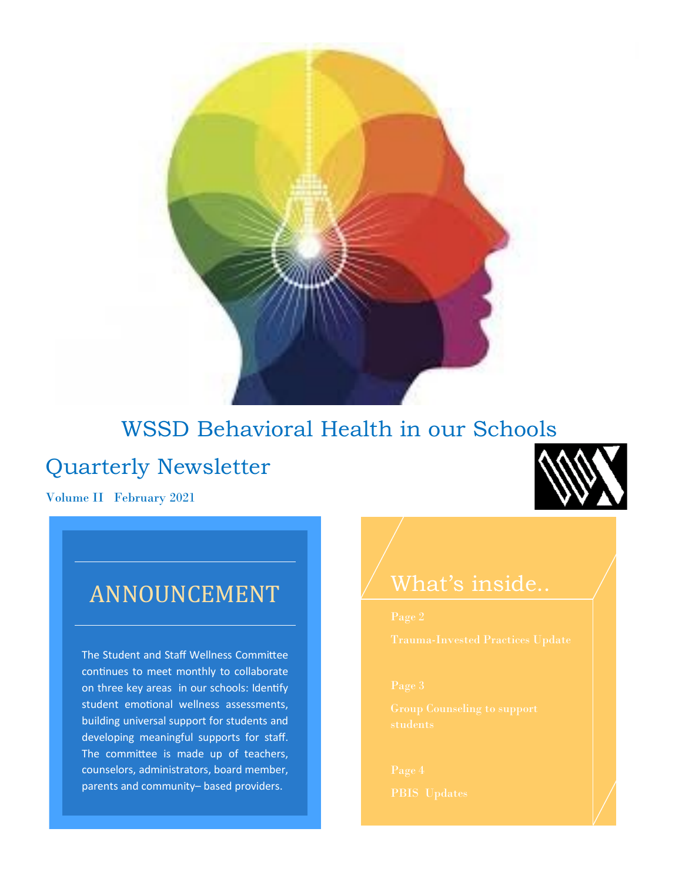# WSSD Behavioral Health in our Schools

## Quarterly Newsletter

Volume II   February 2021

## ANNOUNCEMENT

The Student and Staff Wellness Committee continues to meet monthly to collaborate on three key areas in our schools: Identify student emotional wellness assessments, building universal support for students and developing meaningful supports for staff. The committee is made up of teachers, counselors, administrators, board member, parents and community– based providers.

## What's inside..

Page 2

Trauma-Invested Practices Update

Page 3

Group Counseling to support students

Page 4

PBIS Updates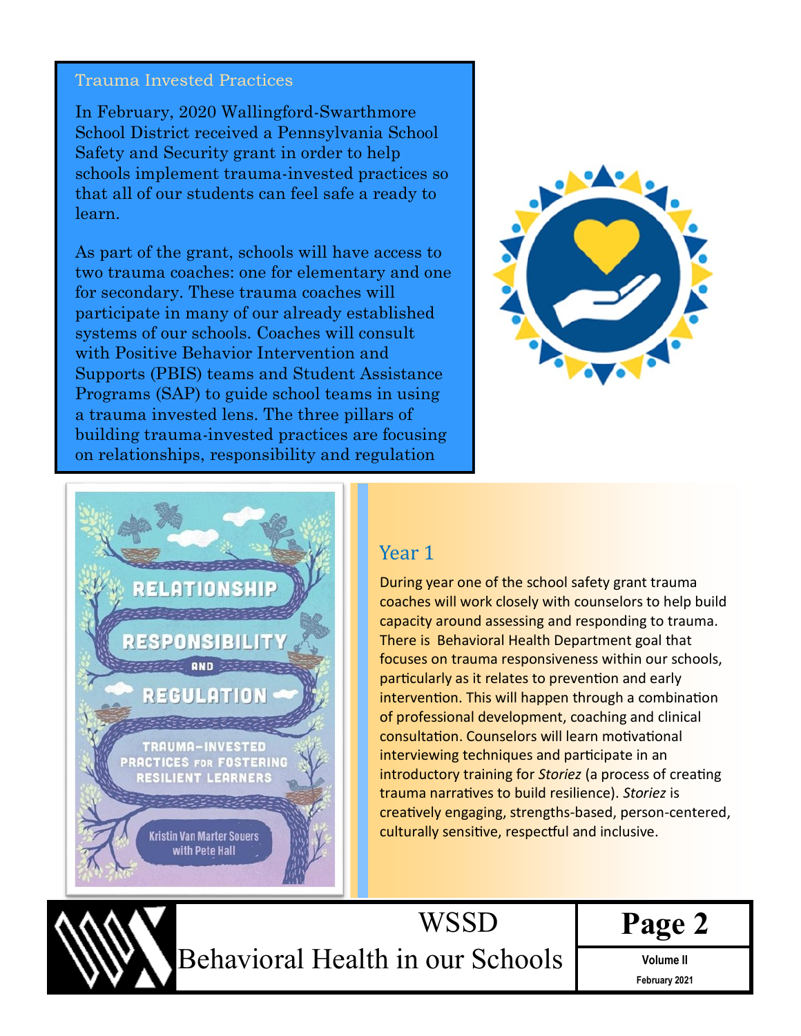## Trauma Invested Practices

In February, 2020 Wallingford-Swarthmore School District received a Pennsylvania School Safety and Security grant in order to help schools implement trauma-invested practices so that all of our students can feel safe a ready to learn.

As part of the grant, schools will have access to two trauma coaches: one for elementary and one for secondary. These trauma coaches will participate in many of our already established systems of our schools. Coaches will consult with Positive Behavior Intervention and Supports (PBIS) teams and Student Assistance Programs (SAP) to guide school teams in using a trauma invested lens. The three pillars of building trauma-invested practices are focusing on relationships, responsibility and regulation

RELATIONSHIP RESPONSIBILITY AND REGULATION

TRAUMA-INVESTED PRACTICES FOR FOSTERING RESILIENT LEARNERS

Kristin Van Marter Souers with Pete Hall

## Year 1

During year one of the school safety grant trauma coaches will work closely with counselors to help build capacity around assessing and responding to trauma. There is Behavioral Health Department goal that focuses on trauma responsiveness within our schools, particularly as it relates to prevention and early intervention. This will happen through a combination of professional development, coaching and clinical consultation. Counselors will learn motivational interviewing techniques and participate in an introductory training for *Storiez* (a process of creating trauma narratives to build resilience). *Storiez* is creatively engaging, strengths-based, person-centered, culturally sensitive, respectful and inclusive.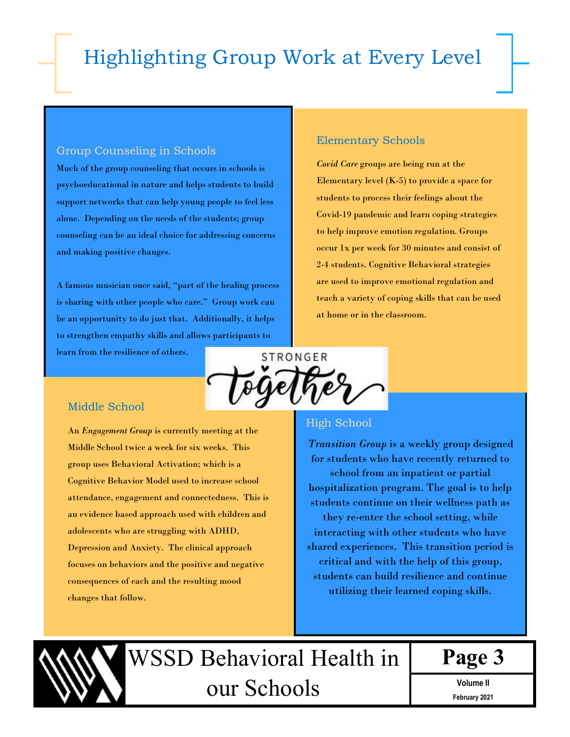# Highlighting Group Work at Every Level

## Group Counseling in Schools

Much of the group counseling that occurs in schools is psychoeducational in nature and helps students to build support networks that can help young people to feel less alone. Depending on the needs of the students; group counseling can be an ideal choice for addressing concerns and making positive changes.

A famous musician once said, "part of the healing process is sharing with other people who care." Group work can be an opportunity to do just that. Additionally, it helps to strengthen empathy skills and allows participants to learn from the resilience of others.

## Elementary Schools

*Covid Care* groups are being run at the Elementary level (K-5) to provide a space for students to process their feelings about the Covid-19 pandemic and learn coping strategies to help improve emotion regulation. Groups occur 1x per week for 30 minutes and consist of 2-4 students. Cognitive Behavioral strategies are used to improve emotional regulation and teach a variety of coping skills that can be used at home or in the classroom.

STRONGER together

## Middle School

An *Engagement Group* is currently meeting at the Middle School twice a week for six weeks. This group uses Behavioral Activation; which is a Cognitive Behavior Model used to increase school attendance, engagement and connectedness. This is an evidence based approach used with children and adolescents who are struggling with ADHD, Depression and Anxiety. The clinical approach focuses on behaviors and the positive and negative consequences of each and the resulting mood changes that follow.

## High School

***Transition Group*** is a weekly group designed for students who have recently returned to school from an inpatient or partial hospitalization program. The goal is to help students continue on their wellness path as they re-enter the school setting, while interacting with other students who have shared experiences. This transition period is critical and with the help of this group, students can build resilience and continue utilizing their learned coping skills.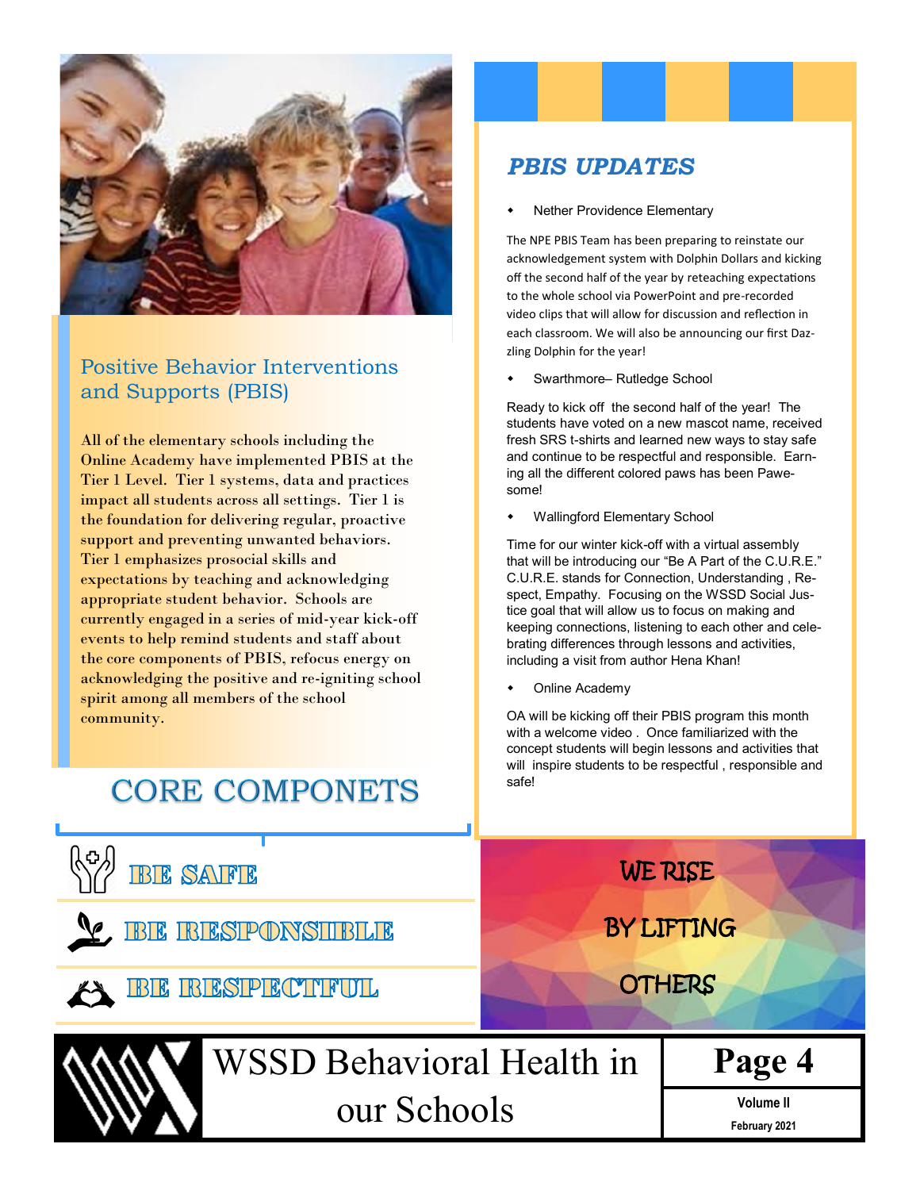## Positive Behavior Interventions and Supports (PBIS)

All of the elementary schools including the Online Academy have implemented PBIS at the Tier 1 Level. Tier 1 systems, data and practices impact all students across all settings. Tier 1 is the foundation for delivering regular, proactive support and preventing unwanted behaviors. Tier 1 emphasizes prosocial skills and expectations by teaching and acknowledging appropriate student behavior. Schools are currently engaged in a series of mid-year kick-off events to help remind students and staff about the core components of PBIS, refocus energy on acknowledging the positive and re-igniting school spirit among all members of the school community.

## CORE COMPONETS

- BE SAFE
- BE RESPONSIBLE
- BE RESPECTFUL

## *PBIS UPDATES*

- Nether Providence Elementary

The NPE PBIS Team has been preparing to reinstate our acknowledgement system with Dolphin Dollars and kicking off the second half of the year by reteaching expectations to the whole school via PowerPoint and pre-recorded video clips that will allow for discussion and reflection in each classroom. We will also be announcing our first Dazzling Dolphin for the year!

- Swarthmore– Rutledge School

Ready to kick off the second half of the year! The students have voted on a new mascot name, received fresh SRS t-shirts and learned new ways to stay safe and continue to be respectful and responsible. Earning all the different colored paws has been Pawesome!

- Wallingford Elementary School

Time for our winter kick-off with a virtual assembly that will be introducing our "Be A Part of the C.U.R.E." C.U.R.E. stands for Connection, Understanding , Respect, Empathy. Focusing on the WSSD Social Justice goal that will allow us to focus on making and keeping connections, listening to each other and celebrating differences through lessons and activities, including a visit from author Hena Khan!

- Online Academy

OA will be kicking off their PBIS program this month with a welcome video . Once familiarized with the concept students will begin lessons and activities that will inspire students to be respectful , responsible and safe!

WE RISE

BY LIFTING

OTHERS